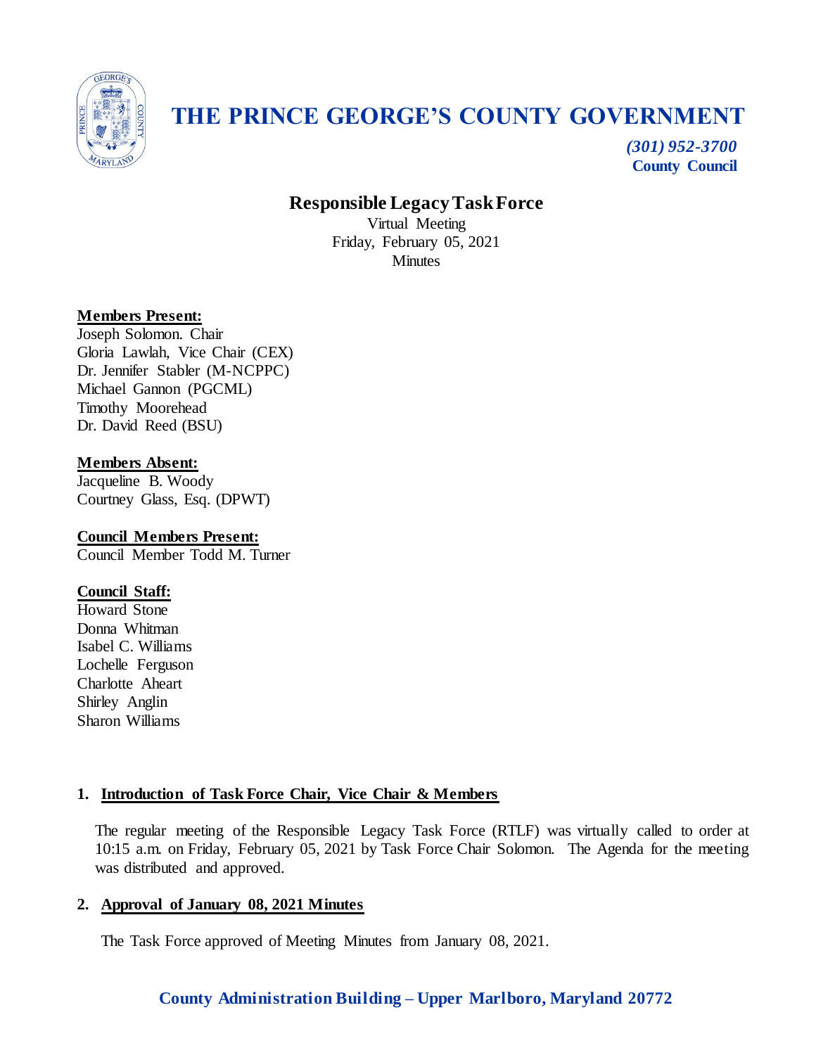# THE PRINCE GEORGE'S COUNTY GOVERNMENT

*(301) 952-3700*
**County Council**

## Responsible Legacy Task Force

Virtual Meeting
Friday, February 05, 2021
Minutes

**Members Present:**
Joseph Solomon. Chair
Gloria Lawlah, Vice Chair (CEX)
Dr. Jennifer Stabler (M-NCPPC)
Michael Gannon (PGCML)
Timothy Moorehead
Dr. David Reed (BSU)

**Members Absent:**
Jacqueline B. Woody
Courtney Glass, Esq. (DPWT)

**Council Members Present:**
Council Member Todd M. Turner

**Council Staff:**
Howard Stone
Donna Whitman
Isabel C. Williams
Lochelle Ferguson
Charlotte Aheart
Shirley Anglin
Sharon Williams

### 1. Introduction of Task Force Chair, Vice Chair & Members

The regular meeting of the Responsible Legacy Task Force (RTLF) was virtually called to order at 10:15 a.m. on Friday, February 05, 2021 by Task Force Chair Solomon. The Agenda for the meeting was distributed and approved.

### 2. Approval of January 08, 2021 Minutes

The Task Force approved of Meeting Minutes from January 08, 2021.

**County Administration Building – Upper Marlboro, Maryland 20772**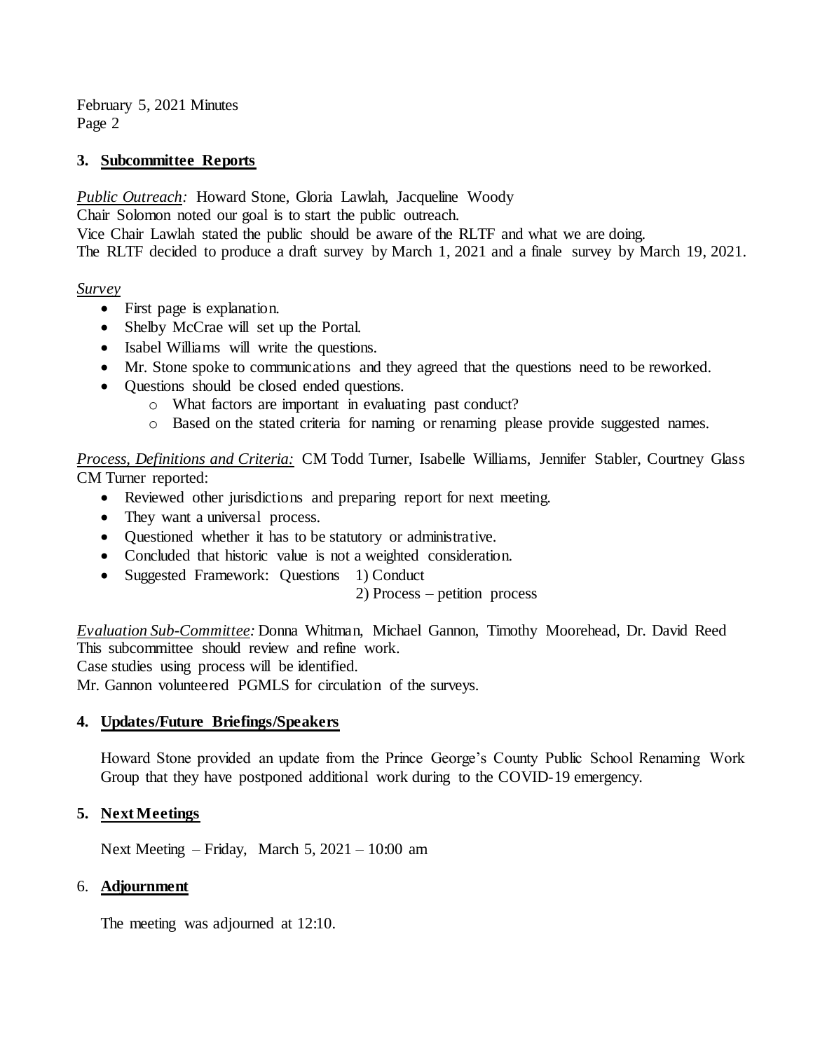## 3. Subcommittee Reports

*Public Outreach:* Howard Stone, Gloria Lawlah, Jacqueline Woody
Chair Solomon noted our goal is to start the public outreach.
Vice Chair Lawlah stated the public should be aware of the RLTF and what we are doing.
The RLTF decided to produce a draft survey by March 1, 2021 and a finale survey by March 19, 2021.

*Survey*

- First page is explanation.
- Shelby McCrae will set up the Portal.
- Isabel Williams will write the questions.
- Mr. Stone spoke to communications and they agreed that the questions need to be reworked.
- Questions should be closed ended questions.
  - What factors are important in evaluating past conduct?
  - Based on the stated criteria for naming or renaming please provide suggested names.

*Process, Definitions and Criteria:* CM Todd Turner, Isabelle Williams, Jennifer Stabler, Courtney Glass
CM Turner reported:

- Reviewed other jurisdictions and preparing report for next meeting.
- They want a universal process.
- Questioned whether it has to be statutory or administrative.
- Concluded that historic value is not a weighted consideration.
- Suggested Framework: Questions 1) Conduct
  2) Process – petition process

*Evaluation Sub-Committee:* Donna Whitman, Michael Gannon, Timothy Moorehead, Dr. David Reed
This subcommittee should review and refine work.
Case studies using process will be identified.
Mr. Gannon volunteered PGMLS for circulation of the surveys.

## 4. Updates/Future Briefings/Speakers

Howard Stone provided an update from the Prince George's County Public School Renaming Work Group that they have postponed additional work during to the COVID-19 emergency.

## 5. Next Meetings

Next Meeting – Friday, March 5, 2021 – 10:00 am

## 6. Adjournment

The meeting was adjourned at 12:10.